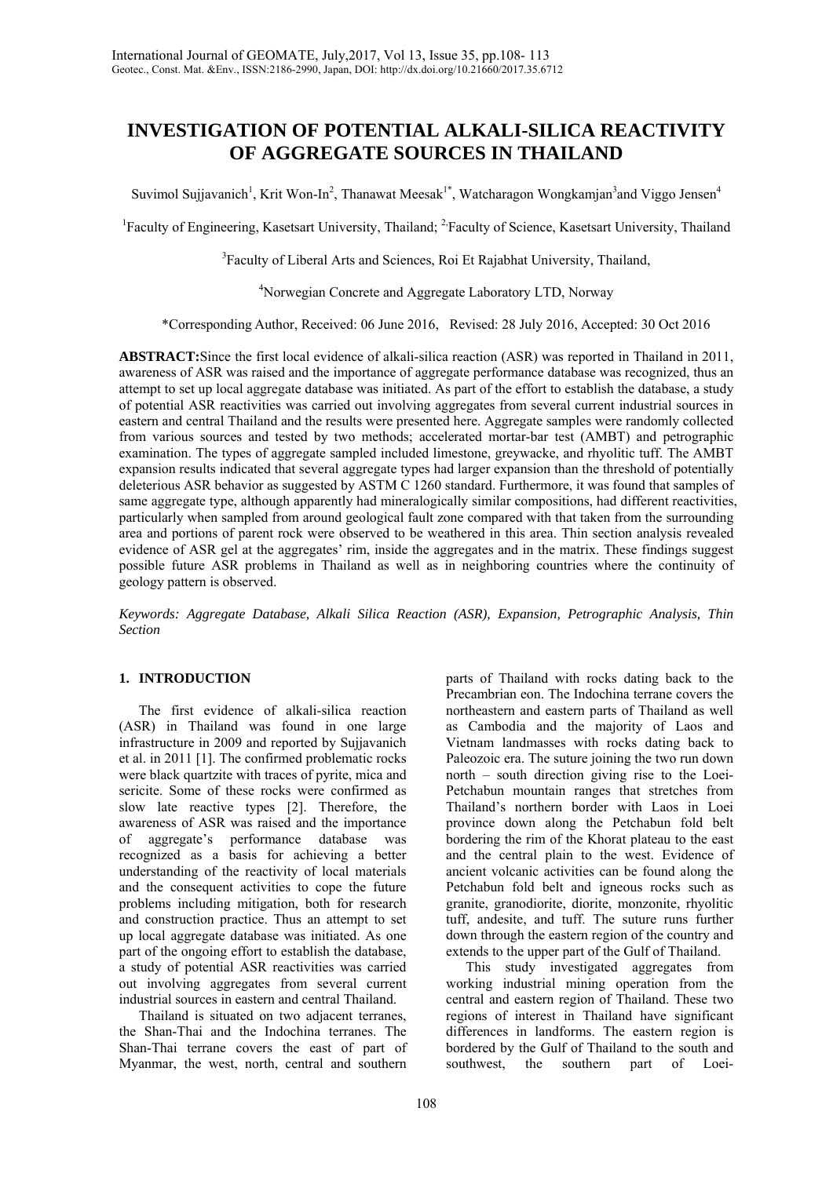# INVESTIGATION OF POTENTIAL ALKALI-SILICA REACTIVITY OF AGGREGATE SOURCES IN THAILAND

Suvimol Sujjavanich[1], Krit Won-In[2], Thanawat Meesak[1*], Watcharagon Wongkamjan[3] and Viggo Jensen[4]

[1]Faculty of Engineering, Kasetsart University, Thailand; [2]Faculty of Science, Kasetsart University, Thailand

[3]Faculty of Liberal Arts and Sciences, Roi Et Rajabhat University, Thailand,

[4]Norwegian Concrete and Aggregate Laboratory LTD, Norway

*Corresponding Author, Received: 06 June 2016, Revised: 28 July 2016, Accepted: 30 Oct 2016

**ABSTRACT:** Since the first local evidence of alkali-silica reaction (ASR) was reported in Thailand in 2011, awareness of ASR was raised and the importance of aggregate performance database was recognized, thus an attempt to set up local aggregate database was initiated. As part of the effort to establish the database, a study of potential ASR reactivities was carried out involving aggregates from several current industrial sources in eastern and central Thailand and the results were presented here. Aggregate samples were randomly collected from various sources and tested by two methods; accelerated mortar-bar test (AMBT) and petrographic examination. The types of aggregate sampled included limestone, greywacke, and rhyolitic tuff. The AMBT expansion results indicated that several aggregate types had larger expansion than the threshold of potentially deleterious ASR behavior as suggested by ASTM C 1260 standard. Furthermore, it was found that samples of same aggregate type, although apparently had mineralogically similar compositions, had different reactivities, particularly when sampled from around geological fault zone compared with that taken from the surrounding area and portions of parent rock were observed to be weathered in this area. Thin section analysis revealed evidence of ASR gel at the aggregates' rim, inside the aggregates and in the matrix. These findings suggest possible future ASR problems in Thailand as well as in neighboring countries where the continuity of geology pattern is observed.

*Keywords: Aggregate Database, Alkali Silica Reaction (ASR), Expansion, Petrographic Analysis, Thin Section*

## 1. INTRODUCTION

The first evidence of alkali-silica reaction (ASR) in Thailand was found in one large infrastructure in 2009 and reported by Sujjavanich et al. in 2011 [1]. The confirmed problematic rocks were black quartzite with traces of pyrite, mica and sericite. Some of these rocks were confirmed as slow late reactive types [2]. Therefore, the awareness of ASR was raised and the importance of aggregate's performance database was recognized as a basis for achieving a better understanding of the reactivity of local materials and the consequent activities to cope the future problems including mitigation, both for research and construction practice. Thus an attempt to set up local aggregate database was initiated. As one part of the ongoing effort to establish the database, a study of potential ASR reactivities was carried out involving aggregates from several current industrial sources in eastern and central Thailand.

Thailand is situated on two adjacent terranes, the Shan-Thai and the Indochina terranes. The Shan-Thai terrane covers the east of part of Myanmar, the west, north, central and southern parts of Thailand with rocks dating back to the Precambrian eon. The Indochina terrane covers the northeastern and eastern parts of Thailand as well as Cambodia and the majority of Laos and Vietnam landmasses with rocks dating back to Paleozoic era. The suture joining the two run down north – south direction giving rise to the Loei-Petchabun mountain ranges that stretches from Thailand's northern border with Laos in Loei province down along the Petchabun fold belt bordering the rim of the Khorat plateau to the east and the central plain to the west. Evidence of ancient volcanic activities can be found along the Petchabun fold belt and igneous rocks such as granite, granodiorite, diorite, monzonite, rhyolitic tuff, andesite, and tuff. The suture runs further down through the eastern region of the country and extends to the upper part of the Gulf of Thailand.

This study investigated aggregates from working industrial mining operation from the central and eastern region of Thailand. These two regions of interest in Thailand have significant differences in landforms. The eastern region is bordered by the Gulf of Thailand to the south and southwest, the southern part of Loei-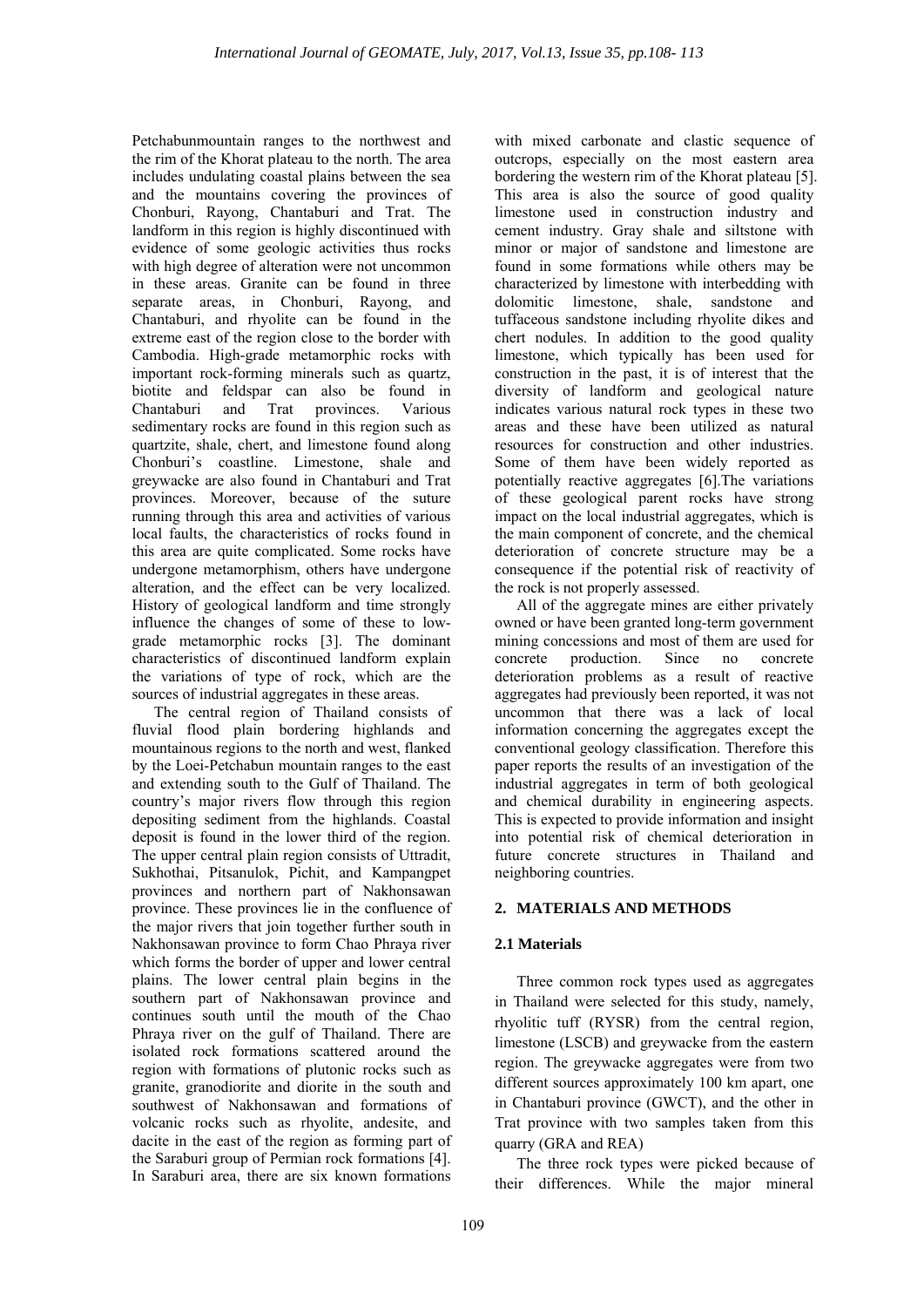Petchabunmountain ranges to the northwest and the rim of the Khorat plateau to the north. The area includes undulating coastal plains between the sea and the mountains covering the provinces of Chonburi, Rayong, Chantaburi and Trat. The landform in this region is highly discontinued with evidence of some geologic activities thus rocks with high degree of alteration were not uncommon in these areas. Granite can be found in three separate areas, in Chonburi, Rayong, and Chantaburi, and rhyolite can be found in the extreme east of the region close to the border with Cambodia. High-grade metamorphic rocks with important rock-forming minerals such as quartz, biotite and feldspar can also be found in Chantaburi and Trat provinces. Various sedimentary rocks are found in this region such as quartzite, shale, chert, and limestone found along Chonburi's coastline. Limestone, shale and greywacke are also found in Chantaburi and Trat provinces. Moreover, because of the suture running through this area and activities of various local faults, the characteristics of rocks found in this area are quite complicated. Some rocks have undergone metamorphism, others have undergone alteration, and the effect can be very localized. History of geological landform and time strongly influence the changes of some of these to low-grade metamorphic rocks [3]. The dominant characteristics of discontinued landform explain the variations of type of rock, which are the sources of industrial aggregates in these areas.

The central region of Thailand consists of fluvial flood plain bordering highlands and mountainous regions to the north and west, flanked by the Loei-Petchabun mountain ranges to the east and extending south to the Gulf of Thailand. The country's major rivers flow through this region depositing sediment from the highlands. Coastal deposit is found in the lower third of the region. The upper central plain region consists of Uttradit, Sukhothai, Pitsanulok, Pichit, and Kampangpet provinces and northern part of Nakhonsawan province. These provinces lie in the confluence of the major rivers that join together further south in Nakhonsawan province to form Chao Phraya river which forms the border of upper and lower central plains. The lower central plain begins in the southern part of Nakhonsawan province and continues south until the mouth of the Chao Phraya river on the gulf of Thailand. There are isolated rock formations scattered around the region with formations of plutonic rocks such as granite, granodiorite and diorite in the south and southwest of Nakhonsawan and formations of volcanic rocks such as rhyolite, andesite, and dacite in the east of the region as forming part of the Saraburi group of Permian rock formations [4]. In Saraburi area, there are six known formations with mixed carbonate and clastic sequence of outcrops, especially on the most eastern area bordering the western rim of the Khorat plateau [5]. This area is also the source of good quality limestone used in construction industry and cement industry. Gray shale and siltstone with minor or major of sandstone and limestone are found in some formations while others may be characterized by limestone with interbedding with dolomitic limestone, shale, sandstone and tuffaceous sandstone including rhyolite dikes and chert nodules. In addition to the good quality limestone, which typically has been used for construction in the past, it is of interest that the diversity of landform and geological nature indicates various natural rock types in these two areas and these have been utilized as natural resources for construction and other industries. Some of them have been widely reported as potentially reactive aggregates [6].The variations of these geological parent rocks have strong impact on the local industrial aggregates, which is the main component of concrete, and the chemical deterioration of concrete structure may be a consequence if the potential risk of reactivity of the rock is not properly assessed.

All of the aggregate mines are either privately owned or have been granted long-term government mining concessions and most of them are used for concrete production. Since no concrete deterioration problems as a result of reactive aggregates had previously been reported, it was not uncommon that there was a lack of local information concerning the aggregates except the conventional geology classification. Therefore this paper reports the results of an investigation of the industrial aggregates in term of both geological and chemical durability in engineering aspects. This is expected to provide information and insight into potential risk of chemical deterioration in future concrete structures in Thailand and neighboring countries.

## 2. MATERIALS AND METHODS

### 2.1 Materials

Three common rock types used as aggregates in Thailand were selected for this study, namely, rhyolitic tuff (RYSR) from the central region, limestone (LSCB) and greywacke from the eastern region. The greywacke aggregates were from two different sources approximately 100 km apart, one in Chantaburi province (GWCT), and the other in Trat province with two samples taken from this quarry (GRA and REA)

The three rock types were picked because of their differences. While the major mineral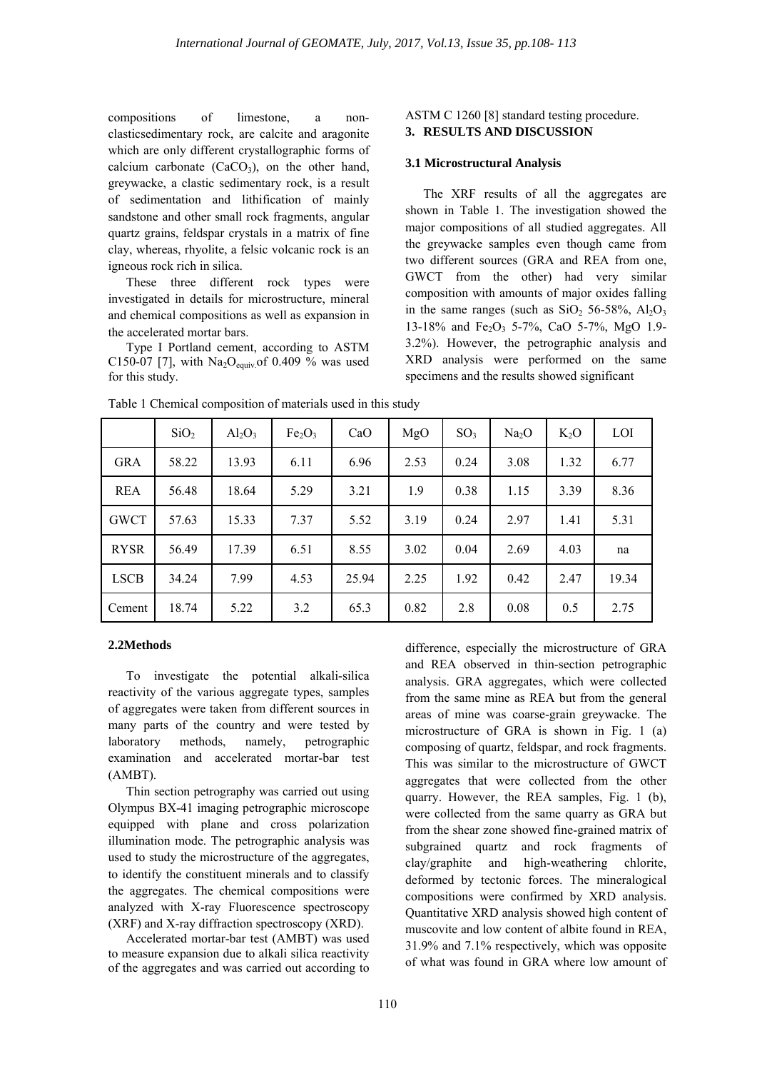compositions of limestone, a non-clasticsedimentary rock, are calcite and aragonite which are only different crystallographic forms of calcium carbonate ($CaCO_3$), on the other hand, greywacke, a clastic sedimentary rock, is a result of sedimentation and lithification of mainly sandstone and other small rock fragments, angular quartz grains, feldspar crystals in a matrix of fine clay, whereas, rhyolite, a felsic volcanic rock is an igneous rock rich in silica.

These three different rock types were investigated in details for microstructure, mineral and chemical compositions as well as expansion in the accelerated mortar bars.

Type I Portland cement, according to ASTM C150-07 [7], with $Na_2O_{equiv.}$of 0.409 % was used for this study.

Table 1 Chemical composition of materials used in this study

| | $SiO_2$ | $Al_2O_3$ | $Fe_2O_3$ | CaO | MgO | $SO_3$ | $Na_2O$ | $K_2O$ | LOI |
|---|---|---|---|---|---|---|---|---|---|
| GRA | 58.22 | 13.93 | 6.11 | 6.96 | 2.53 | 0.24 | 3.08 | 1.32 | 6.77 |
| REA | 56.48 | 18.64 | 5.29 | 3.21 | 1.9 | 0.38 | 1.15 | 3.39 | 8.36 |
| GWCT | 57.63 | 15.33 | 7.37 | 5.52 | 3.19 | 0.24 | 2.97 | 1.41 | 5.31 |
| RYSR | 56.49 | 17.39 | 6.51 | 8.55 | 3.02 | 0.04 | 2.69 | 4.03 | na |
| LSCB | 34.24 | 7.99 | 4.53 | 25.94 | 2.25 | 1.92 | 0.42 | 2.47 | 19.34 |
| Cement | 18.74 | 5.22 | 3.2 | 65.3 | 0.82 | 2.8 | 0.08 | 0.5 | 2.75 |

### 2.2Methods

To investigate the potential alkali-silica reactivity of the various aggregate types, samples of aggregates were taken from different sources in many parts of the country and were tested by laboratory methods, namely, petrographic examination and accelerated mortar-bar test (AMBT).

Thin section petrography was carried out using Olympus BX-41 imaging petrographic microscope equipped with plane and cross polarization illumination mode. The petrographic analysis was used to study the microstructure of the aggregates, to identify the constituent minerals and to classify the aggregates. The chemical compositions were analyzed with X-ray Fluorescence spectroscopy (XRF) and X-ray diffraction spectroscopy (XRD).

Accelerated mortar-bar test (AMBT) was used to measure expansion due to alkali silica reactivity of the aggregates and was carried out according to ASTM C 1260 [8] standard testing procedure.

## 3. RESULTS AND DISCUSSION

### 3.1 Microstructural Analysis

The XRF results of all the aggregates are shown in Table 1. The investigation showed the major compositions of all studied aggregates. All the greywacke samples even though came from two different sources (GRA and REA from one, GWCT from the other) had very similar composition with amounts of major oxides falling in the same ranges (such as $SiO_2$ 56-58%, $Al_2O_3$ 13-18% and $Fe_2O_3$ 5-7%, CaO 5-7%, MgO 1.9-3.2%). However, the petrographic analysis and XRD analysis were performed on the same specimens and the results showed significant difference, especially the microstructure of GRA and REA observed in thin-section petrographic analysis. GRA aggregates, which were collected from the same mine as REA but from the general areas of mine was coarse-grain greywacke. The microstructure of GRA is shown in Fig. 1 (a) composing of quartz, feldspar, and rock fragments. This was similar to the microstructure of GWCT aggregates that were collected from the other quarry. However, the REA samples, Fig. 1 (b), were collected from the same quarry as GRA but from the shear zone showed fine-grained matrix of subgrained quartz and rock fragments of clay/graphite and high-weathering chlorite, deformed by tectonic forces. The mineralogical compositions were confirmed by XRD analysis. Quantitative XRD analysis showed high content of muscovite and low content of albite found in REA, 31.9% and 7.1% respectively, which was opposite of what was found in GRA where low amount of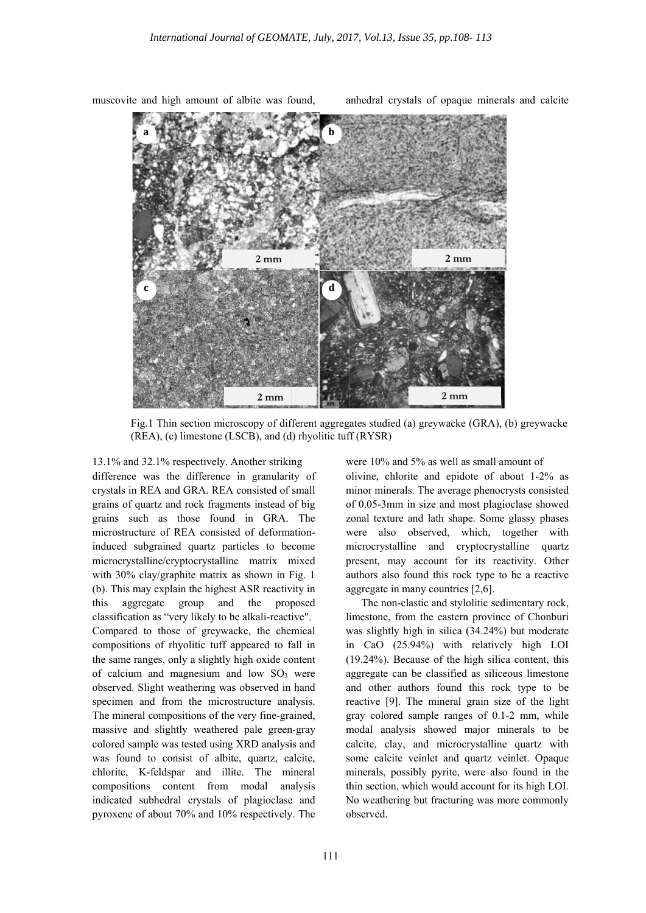muscovite and high amount of albite was found, 13.1% and 32.1% respectively. Another striking difference was the difference in granularity of crystals in REA and GRA. REA consisted of small grains of quartz and rock fragments instead of big grains such as those found in GRA. The microstructure of REA consisted of deformation-induced subgrained quartz particles to become microcrystalline/cryptocrystalline matrix mixed with 30% clay/graphite matrix as shown in Fig. 1 (b). This may explain the highest ASR reactivity in this aggregate group and the proposed classification as "very likely to be alkali-reactive".

Compared to those of greywacke, the chemical compositions of rhyolitic tuff appeared to fall in the same ranges, only a slightly high oxide content of calcium and magnesium and low $SO_3$ were observed. Slight weathering was observed in hand specimen and from the microstructure analysis. The mineral compositions of the very fine-grained, massive and slightly weathered pale green-gray colored sample was tested using XRD analysis and was found to consist of albite, quartz, calcite, chlorite, K-feldspar and illite. The mineral compositions content from modal analysis indicated subhedral crystals of plagioclase and pyroxene of about 70% and 10% respectively. The anhedral crystals of opaque minerals and calcite were 10% and 5% as well as small amount of olivine, chlorite and epidote of about 1-2% as minor minerals. The average phenocrysts consisted of 0.05-3mm in size and most plagioclase showed zonal texture and lath shape. Some glassy phases were also observed, which, together with microcrystalline and cryptocrystalline quartz present, may account for its reactivity. Other authors also found this rock type to be a reactive aggregate in many countries [2,6].

Fig.1 Thin section microscopy of different aggregates studied (a) greywacke (GRA), (b) greywacke (REA), (c) limestone (LSCB), and (d) rhyolitic tuff (RYSR)

The non-clastic and stylolitic sedimentary rock, limestone, from the eastern province of Chonburi was slightly high in silica (34.24%) but moderate in CaO (25.94%) with relatively high LOI (19.24%). Because of the high silica content, this aggregate can be classified as siliceous limestone and other authors found this rock type to be reactive [9]. The mineral grain size of the light gray colored sample ranges of 0.1-2 mm, while modal analysis showed major minerals to be calcite, clay, and microcrystalline quartz with some calcite veinlet and quartz veinlet. Opaque minerals, possibly pyrite, were also found in the thin section, which would account for its high LOI. No weathering but fracturing was more commonly observed.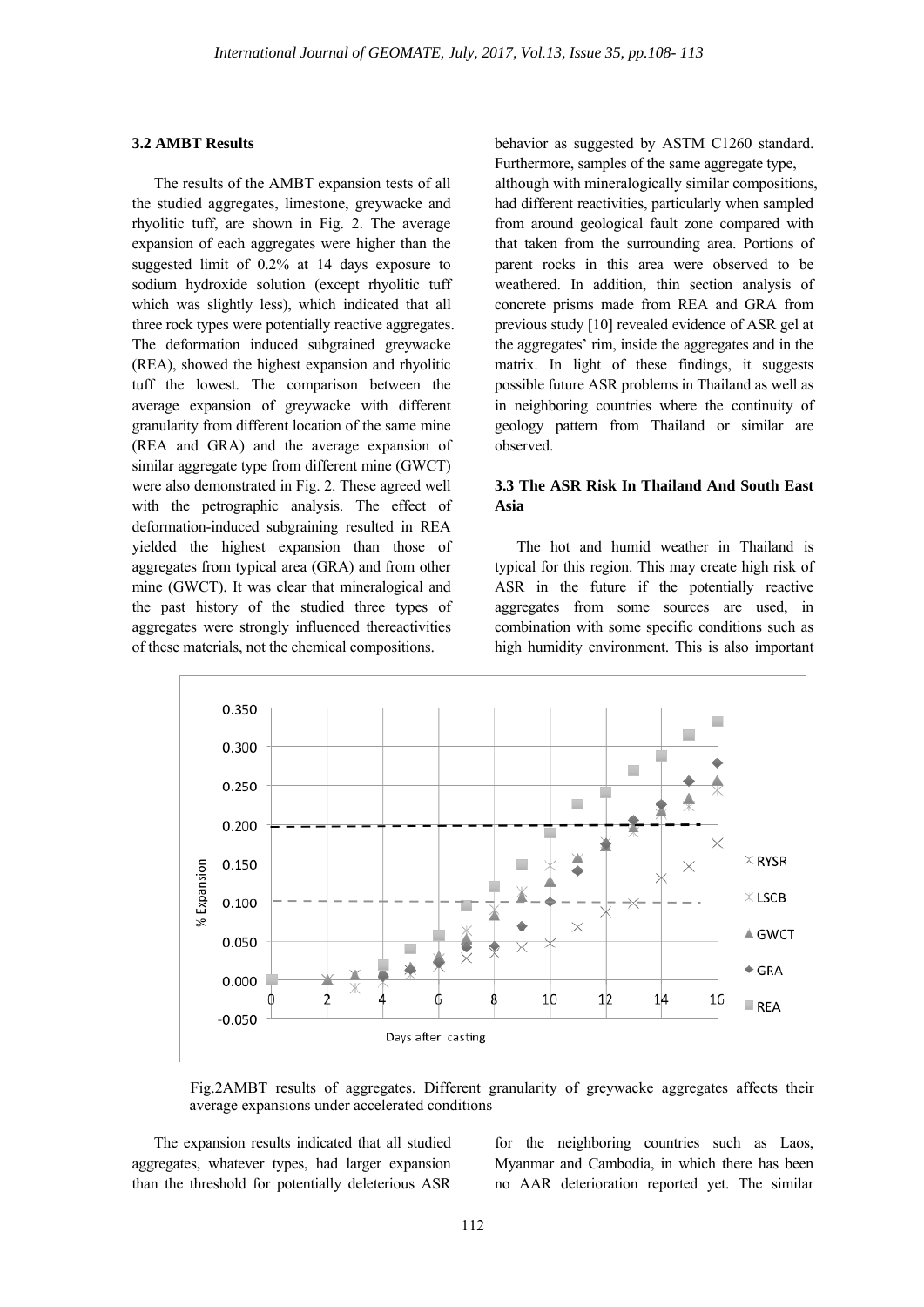### 3.2 AMBT Results

The results of the AMBT expansion tests of all the studied aggregates, limestone, greywacke and rhyolitic tuff, are shown in Fig. 2. The average expansion of each aggregates were higher than the suggested limit of 0.2% at 14 days exposure to sodium hydroxide solution (except rhyolitic tuff which was slightly less), which indicated that all three rock types were potentially reactive aggregates. The deformation induced subgrained greywacke (REA), showed the highest expansion and rhyolitic tuff the lowest. The comparison between the average expansion of greywacke with different granularity from different location of the same mine (REA and GRA) and the average expansion of similar aggregate type from different mine (GWCT) were also demonstrated in Fig. 2. These agreed well with the petrographic analysis. The effect of deformation-induced subgraining resulted in REA yielded the highest expansion than those of aggregates from typical area (GRA) and from other mine (GWCT). It was clear that mineralogical and the past history of the studied three types of aggregates were strongly influenced thereactivities of these materials, not the chemical compositions.

0.350
0.300
0.250
0.200
0.150
0.100
0.050
0.000
-0.050
% Expansion
0 2 4 6 8 10 12 14 16
Days after casting
RYSR
LSCB
GWCT
GRA
REA

Fig.2AMBT results of aggregates. Different granularity of greywacke aggregates affects their average expansions under accelerated conditions

The expansion results indicated that all studied aggregates, whatever types, had larger expansion than the threshold for potentially deleterious ASR behavior as suggested by ASTM C1260 standard. Furthermore, samples of the same aggregate type, although with mineralogically similar compositions, had different reactivities, particularly when sampled from around geological fault zone compared with that taken from the surrounding area. Portions of parent rocks in this area were observed to be weathered. In addition, thin section analysis of concrete prisms made from REA and GRA from previous study [10] revealed evidence of ASR gel at the aggregates' rim, inside the aggregates and in the matrix. In light of these findings, it suggests possible future ASR problems in Thailand as well as in neighboring countries where the continuity of geology pattern from Thailand or similar are observed.

### 3.3 The ASR Risk In Thailand And South East Asia

The hot and humid weather in Thailand is typical for this region. This may create high risk of ASR in the future if the potentially reactive aggregates from some sources are used, in combination with some specific conditions such as high humidity environment. This is also important for the neighboring countries such as Laos, Myanmar and Cambodia, in which there has been no AAR deterioration reported yet. The similar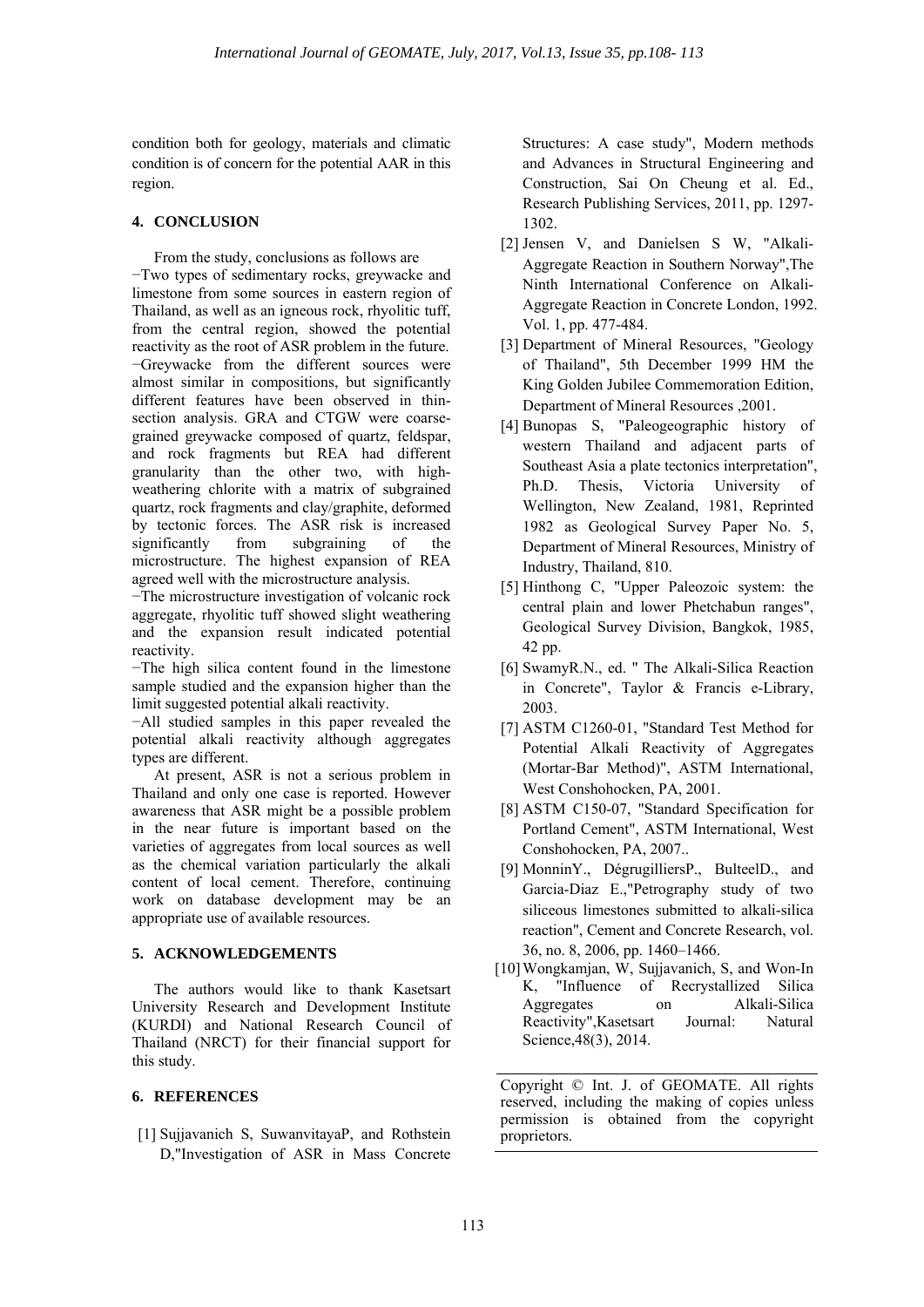condition both for geology, materials and climatic condition is of concern for the potential AAR in this region.

## 4. CONCLUSION

From the study, conclusions as follows are

−Two types of sedimentary rocks, greywacke and limestone from some sources in eastern region of Thailand, as well as an igneous rock, rhyolitic tuff, from the central region, showed the potential reactivity as the root of ASR problem in the future.

−Greywacke from the different sources were almost similar in compositions, but significantly different features have been observed in thin-section analysis. GRA and CTGW were coarse-grained greywacke composed of quartz, feldspar, and rock fragments but REA had different granularity than the other two, with high-weathering chlorite with a matrix of subgrained quartz, rock fragments and clay/graphite, deformed by tectonic forces. The ASR risk is increased significantly from subgraining of the microstructure. The highest expansion of REA agreed well with the microstructure analysis.

−The microstructure investigation of volcanic rock aggregate, rhyolitic tuff showed slight weathering and the expansion result indicated potential reactivity.

−The high silica content found in the limestone sample studied and the expansion higher than the limit suggested potential alkali reactivity.

−All studied samples in this paper revealed the potential alkali reactivity although aggregates types are different.

At present, ASR is not a serious problem in Thailand and only one case is reported. However awareness that ASR might be a possible problem in the near future is important based on the varieties of aggregates from local sources as well as the chemical variation particularly the alkali content of local cement. Therefore, continuing work on database development may be an appropriate use of available resources.

## 5. ACKNOWLEDGEMENTS

The authors would like to thank Kasetsart University Research and Development Institute (KURDI) and National Research Council of Thailand (NRCT) for their financial support for this study.

## 6. REFERENCES

[1] Sujjavanich S, SuwanvitayaP, and Rothstein D,"Investigation of ASR in Mass Concrete Structures: A case study", Modern methods and Advances in Structural Engineering and Construction, Sai On Cheung et al. Ed., Research Publishing Services, 2011, pp. 1297-1302.

[2] Jensen V, and Danielsen S W, "Alkali-Aggregate Reaction in Southern Norway",The Ninth International Conference on Alkali-Aggregate Reaction in Concrete London, 1992. Vol. 1, pp. 477-484.

[3] Department of Mineral Resources, "Geology of Thailand", 5th December 1999 HM the King Golden Jubilee Commemoration Edition, Department of Mineral Resources ,2001.

[4] Bunopas S, "Paleogeographic history of western Thailand and adjacent parts of Southeast Asia a plate tectonics interpretation", Ph.D. Thesis, Victoria University of Wellington, New Zealand, 1981, Reprinted 1982 as Geological Survey Paper No. 5, Department of Mineral Resources, Ministry of Industry, Thailand, 810.

[5] Hinthong C, "Upper Paleozoic system: the central plain and lower Phetchabun ranges", Geological Survey Division, Bangkok, 1985, 42 pp.

[6] SwamyR.N., ed. " The Alkali-Silica Reaction in Concrete", Taylor & Francis e-Library, 2003.

[7] ASTM C1260-01, "Standard Test Method for Potential Alkali Reactivity of Aggregates (Mortar-Bar Method)", ASTM International, West Conshohocken, PA, 2001.

[8] ASTM C150-07, "Standard Specification for Portland Cement", ASTM International, West Conshohocken, PA, 2007..

[9] MonninY., DégrugilliersP., BulteelD., and Garcia-Diaz E.,"Petrography study of two siliceous limestones submitted to alkali-silica reaction", Cement and Concrete Research, vol. 36, no. 8, 2006, pp. 1460–1466.

[10] Wongkamjan, W, Sujjavanich, S, and Won-In K, "Influence of Recrystallized Silica Aggregates on Alkali-Silica Reactivity",Kasetsart Journal: Natural Science,48(3), 2014.

Copyright © Int. J. of GEOMATE. All rights reserved, including the making of copies unless permission is obtained from the copyright proprietors.